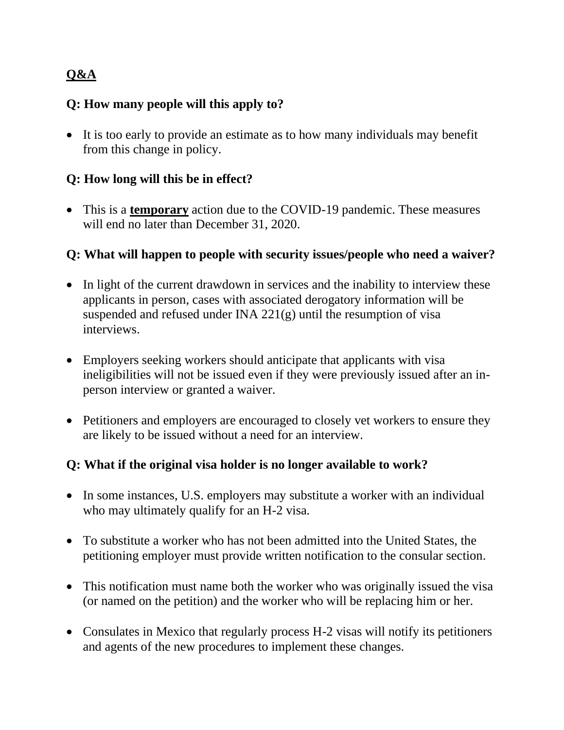## **Q&A**

### Q: How many people will this apply to?

- It is too early to provide an estimate as to how many individuals may benefit from this change in policy.

### Q: How long will this be in effect?

- This is a **temporary** action due to the COVID-19 pandemic. These measures will end no later than December 31, 2020.

### Q: What will happen to people with security issues/people who need a waiver?

- In light of the current drawdown in services and the inability to interview these applicants in person, cases with associated derogatory information will be suspended and refused under INA 221(g) until the resumption of visa interviews.
- Employers seeking workers should anticipate that applicants with visa ineligibilities will not be issued even if they were previously issued after an in-person interview or granted a waiver.
- Petitioners and employers are encouraged to closely vet workers to ensure they are likely to be issued without a need for an interview.

### Q: What if the original visa holder is no longer available to work?

- In some instances, U.S. employers may substitute a worker with an individual who may ultimately qualify for an H-2 visa.
- To substitute a worker who has not been admitted into the United States, the petitioning employer must provide written notification to the consular section.
- This notification must name both the worker who was originally issued the visa (or named on the petition) and the worker who will be replacing him or her.
- Consulates in Mexico that regularly process H-2 visas will notify its petitioners and agents of the new procedures to implement these changes.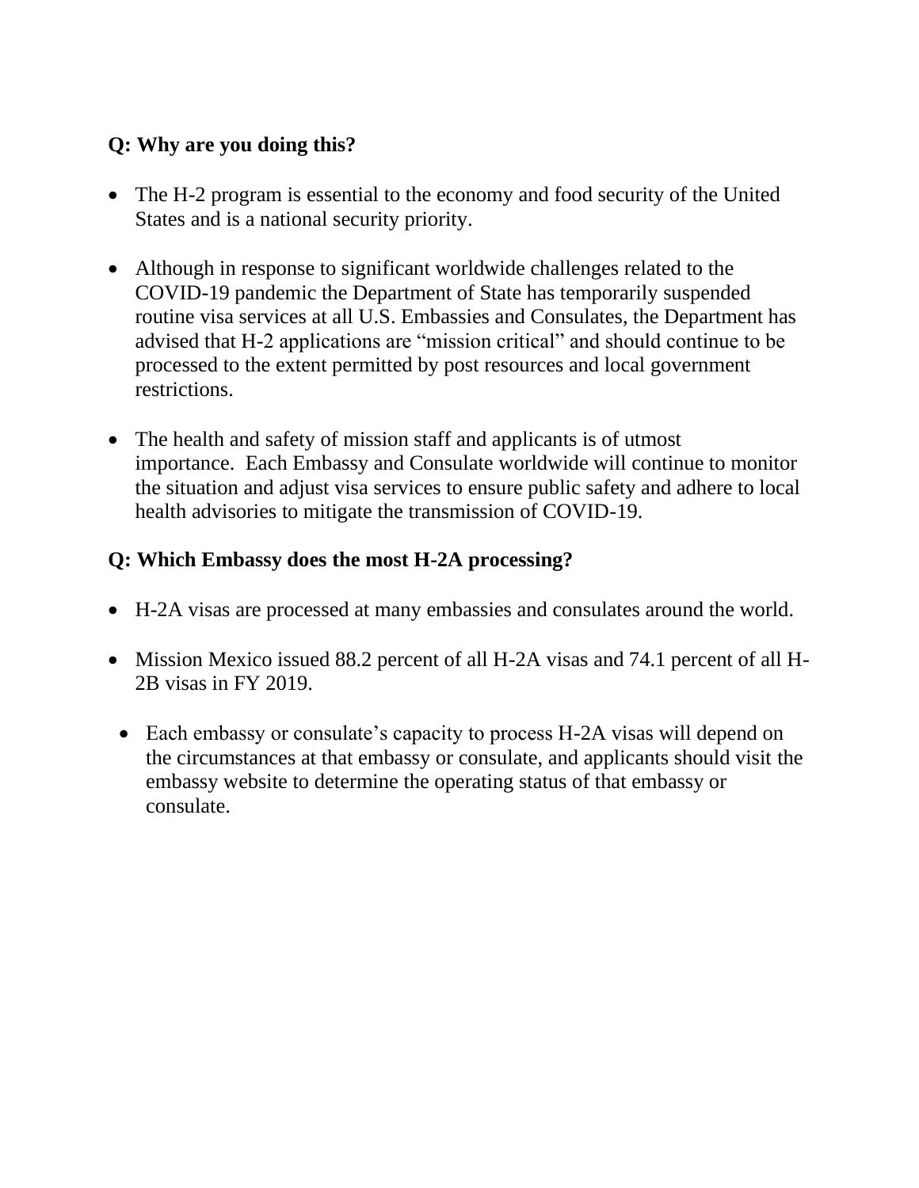**Q: Why are you doing this?**

- The H-2 program is essential to the economy and food security of the United States and is a national security priority.
- Although in response to significant worldwide challenges related to the COVID-19 pandemic the Department of State has temporarily suspended routine visa services at all U.S. Embassies and Consulates, the Department has advised that H-2 applications are "mission critical" and should continue to be processed to the extent permitted by post resources and local government restrictions.
- The health and safety of mission staff and applicants is of utmost importance. Each Embassy and Consulate worldwide will continue to monitor the situation and adjust visa services to ensure public safety and adhere to local health advisories to mitigate the transmission of COVID-19.

**Q: Which Embassy does the most H-2A processing?**

- H-2A visas are processed at many embassies and consulates around the world.
- Mission Mexico issued 88.2 percent of all H-2A visas and 74.1 percent of all H-2B visas in FY 2019.
- Each embassy or consulate's capacity to process H-2A visas will depend on the circumstances at that embassy or consulate, and applicants should visit the embassy website to determine the operating status of that embassy or consulate.